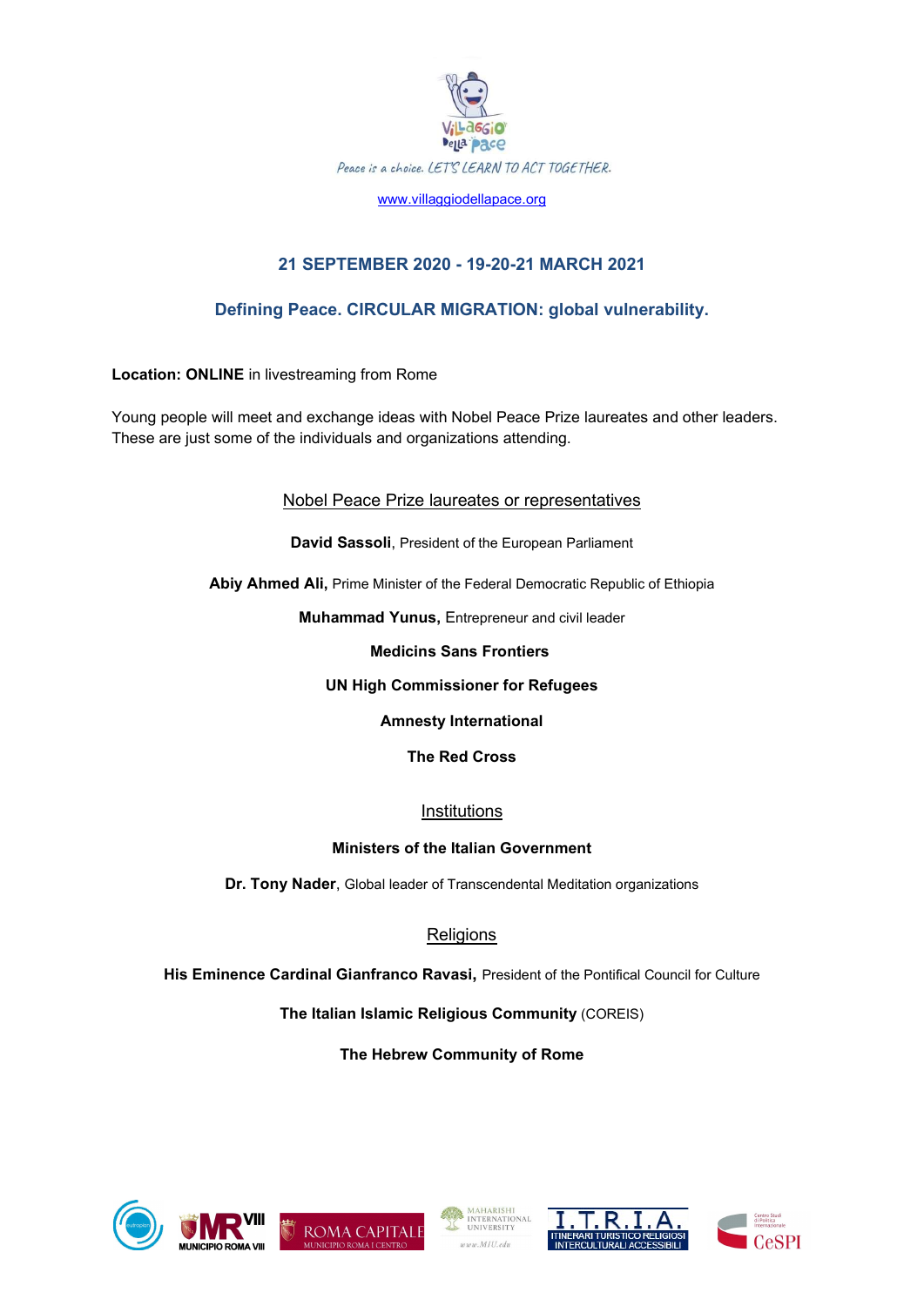Villaggio Della Pace

*Peace is a choice. LET'S LEARN TO ACT TOGETHER.*

www.villaggiodellapace.org

## 21 SEPTEMBER 2020 - 19-20-21 MARCH 2021

## Defining Peace. CIRCULAR MIGRATION: global vulnerability.

**Location: ONLINE** in livestreaming from Rome

Young people will meet and exchange ideas with Nobel Peace Prize laureates and other leaders. These are just some of the individuals and organizations attending.

### Nobel Peace Prize laureates or representatives

**David Sassoli**, President of the European Parliament

**Abiy Ahmed Ali,** Prime Minister of the Federal Democratic Republic of Ethiopia

**Muhammad Yunus,** Entrepreneur and civil leader

**Medicins Sans Frontiers**

**UN High Commissioner for Refugees**

**Amnesty International**

**The Red Cross**

### Institutions

**Ministers of the Italian Government**

**Dr. Tony Nader**, Global leader of Transcendental Meditation organizations

### Religions

**His Eminence Cardinal Gianfranco Ravasi,** President of the Pontifical Council for Culture

**The Italian Islamic Religious Community** (COREIS)

**The Hebrew Community of Rome**

MUNICIPIO ROMA VIII | ROMA CAPITALE MUNICIPIO ROMA I CENTRO | MAHARISHI INTERNATIONAL UNIVERSITY www.MIU.edu | I.T.R.I.A. ITINERARI TURISTICO RELIGIOSI INTERCULTURALI ACCESSIBILI | CeSPI Centro Studi di Politica Internazionale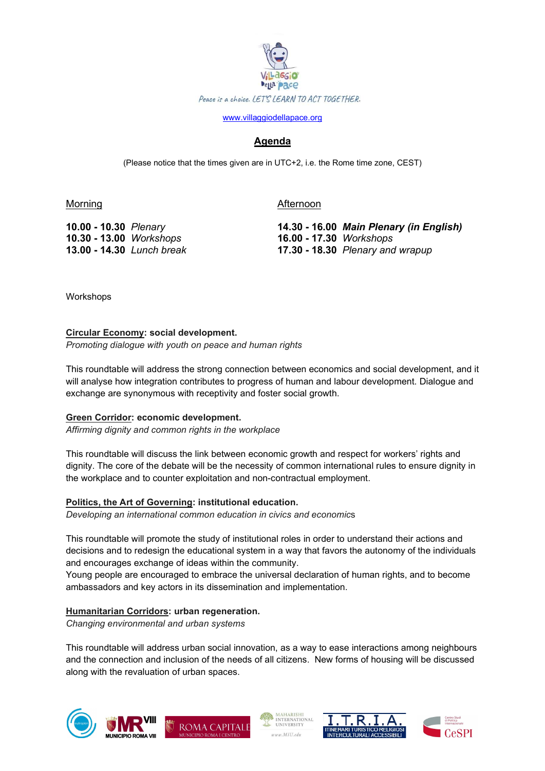Peace is a choice. LET'S LEARN TO ACT TOGETHER.

www.villaggiodellapace.org

# Agenda

(Please notice that the times given are in UTC+2, i.e. the Rome time zone, CEST)

**Morning**

**10.00 - 10.30** *Plenary*
**10.30 - 13.00** *Workshops*
**13.00 - 14.30** *Lunch break*

**Afternoon**

**14.30 - 16.00** ***Main Plenary (in English)***
**16.00 - 17.30** *Workshops*
**17.30 - 18.30** *Plenary and wrapup*

Workshops

**Circular Economy: social development.**
*Promoting dialogue with youth on peace and human rights*

This roundtable will address the strong connection between economics and social development, and it will analyse how integration contributes to progress of human and labour development. Dialogue and exchange are synonymous with receptivity and foster social growth.

**Green Corridor: economic development.**
*Affirming dignity and common rights in the workplace*

This roundtable will discuss the link between economic growth and respect for workers' rights and dignity. The core of the debate will be the necessity of common international rules to ensure dignity in the workplace and to counter exploitation and non-contractual employment.

**Politics, the Art of Governing: institutional education.**
*Developing an international common education in civics and economics*

This roundtable will promote the study of institutional roles in order to understand their actions and decisions and to redesign the educational system in a way that favors the autonomy of the individuals and encourages exchange of ideas within the community.
Young people are encouraged to embrace the universal declaration of human rights, and to become ambassadors and key actors in its dissemination and implementation.

**Humanitarian Corridors: urban regeneration.**
*Changing environmental and urban systems*

This roundtable will address urban social innovation, as a way to ease interactions among neighbours and the connection and inclusion of the needs of all citizens. New forms of housing will be discussed along with the revaluation of urban spaces.